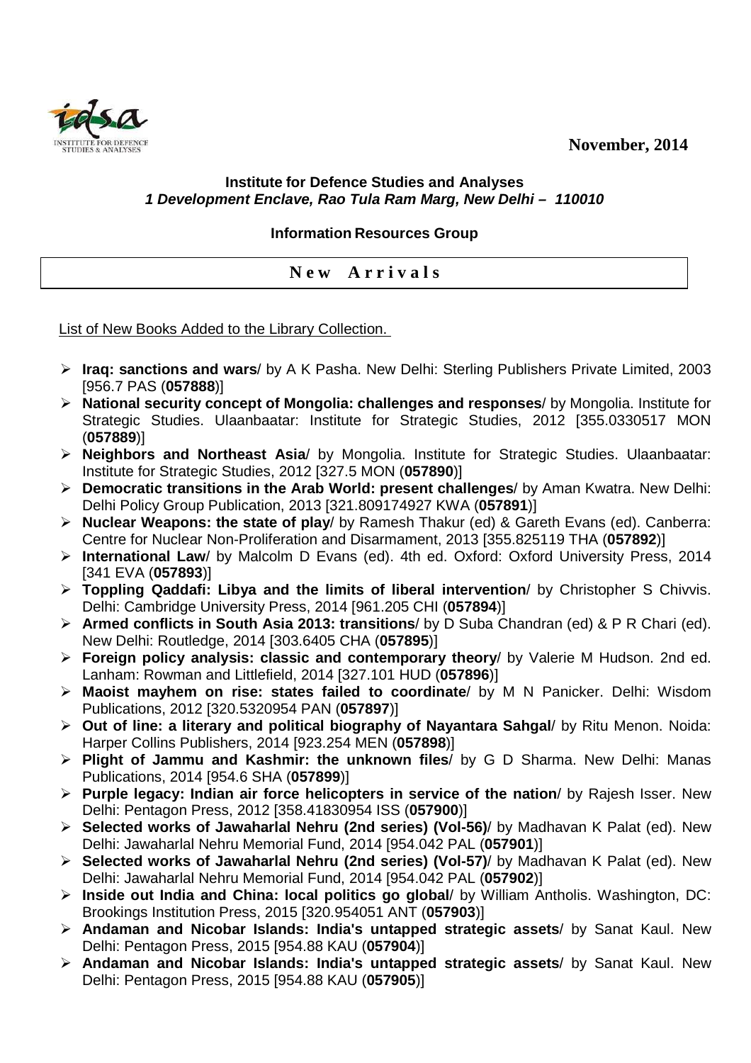November, 2014

**Institute for Defence Studies and Analyses**
***1 Development Enclave, Rao Tula Ram Marg, New Delhi – 110010***

**Information Resources Group**

## New Arrivals

List of New Books Added to the Library Collection.

- **Iraq: sanctions and wars**/ by A K Pasha. New Delhi: Sterling Publishers Private Limited, 2003 [956.7 PAS (**057888**)]
- **National security concept of Mongolia: challenges and responses**/ by Mongolia. Institute for Strategic Studies. Ulaanbaatar: Institute for Strategic Studies, 2012 [355.0330517 MON (**057889**)]
- **Neighbors and Northeast Asia**/ by Mongolia. Institute for Strategic Studies. Ulaanbaatar: Institute for Strategic Studies, 2012 [327.5 MON (**057890**)]
- **Democratic transitions in the Arab World: present challenges**/ by Aman Kwatra. New Delhi: Delhi Policy Group Publication, 2013 [321.809174927 KWA (**057891**)]
- **Nuclear Weapons: the state of play**/ by Ramesh Thakur (ed) & Gareth Evans (ed). Canberra: Centre for Nuclear Non-Proliferation and Disarmament, 2013 [355.825119 THA (**057892**)]
- **International Law**/ by Malcolm D Evans (ed). 4th ed. Oxford: Oxford University Press, 2014 [341 EVA (**057893**)]
- **Toppling Qaddafi: Libya and the limits of liberal intervention**/ by Christopher S Chivvis. Delhi: Cambridge University Press, 2014 [961.205 CHI (**057894**)]
- **Armed conflicts in South Asia 2013: transitions**/ by D Suba Chandran (ed) & P R Chari (ed). New Delhi: Routledge, 2014 [303.6405 CHA (**057895**)]
- **Foreign policy analysis: classic and contemporary theory**/ by Valerie M Hudson. 2nd ed. Lanham: Rowman and Littlefield, 2014 [327.101 HUD (**057896**)]
- **Maoist mayhem on rise: states failed to coordinate**/ by M N Panicker. Delhi: Wisdom Publications, 2012 [320.5320954 PAN (**057897**)]
- **Out of line: a literary and political biography of Nayantara Sahgal**/ by Ritu Menon. Noida: Harper Collins Publishers, 2014 [923.254 MEN (**057898**)]
- **Plight of Jammu and Kashmir: the unknown files**/ by G D Sharma. New Delhi: Manas Publications, 2014 [954.6 SHA (**057899**)]
- **Purple legacy: Indian air force helicopters in service of the nation**/ by Rajesh Isser. New Delhi: Pentagon Press, 2012 [358.41830954 ISS (**057900**)]
- **Selected works of Jawaharlal Nehru (2nd series) (Vol-56)**/ by Madhavan K Palat (ed). New Delhi: Jawaharlal Nehru Memorial Fund, 2014 [954.042 PAL (**057901**)]
- **Selected works of Jawaharlal Nehru (2nd series) (Vol-57)**/ by Madhavan K Palat (ed). New Delhi: Jawaharlal Nehru Memorial Fund, 2014 [954.042 PAL (**057902**)]
- **Inside out India and China: local politics go global**/ by William Antholis. Washington, DC: Brookings Institution Press, 2015 [320.954051 ANT (**057903**)]
- **Andaman and Nicobar Islands: India's untapped strategic assets**/ by Sanat Kaul. New Delhi: Pentagon Press, 2015 [954.88 KAU (**057904**)]
- **Andaman and Nicobar Islands: India's untapped strategic assets**/ by Sanat Kaul. New Delhi: Pentagon Press, 2015 [954.88 KAU (**057905**)]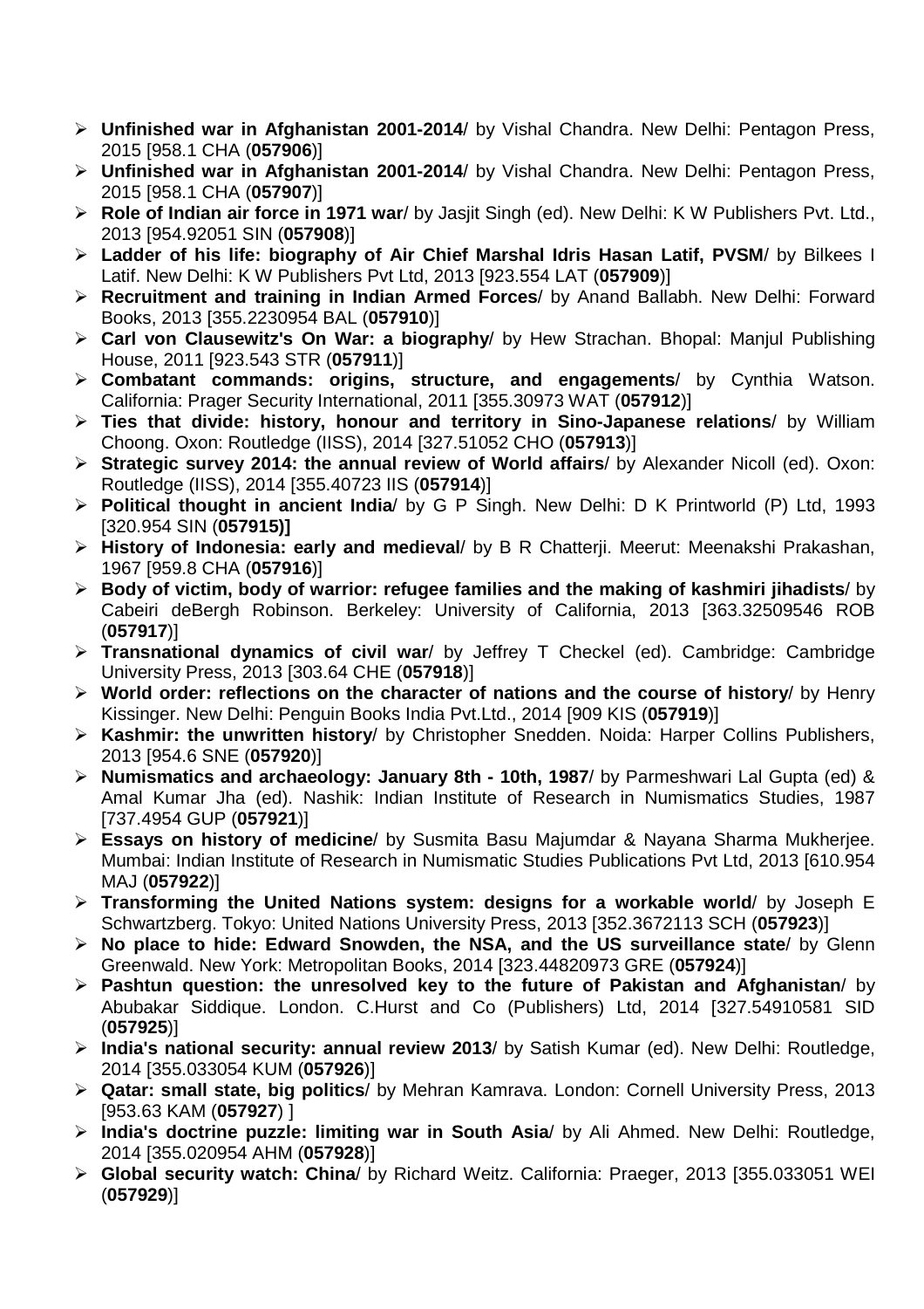- **Unfinished war in Afghanistan 2001-2014**/ by Vishal Chandra. New Delhi: Pentagon Press, 2015 [958.1 CHA (**057906**)]
- **Unfinished war in Afghanistan 2001-2014**/ by Vishal Chandra. New Delhi: Pentagon Press, 2015 [958.1 CHA (**057907**)]
- **Role of Indian air force in 1971 war**/ by Jasjit Singh (ed). New Delhi: K W Publishers Pvt. Ltd., 2013 [954.92051 SIN (**057908**)]
- **Ladder of his life: biography of Air Chief Marshal Idris Hasan Latif, PVSM**/ by Bilkees I Latif. New Delhi: K W Publishers Pvt Ltd, 2013 [923.554 LAT (**057909**)]
- **Recruitment and training in Indian Armed Forces**/ by Anand Ballabh. New Delhi: Forward Books, 2013 [355.2230954 BAL (**057910**)]
- **Carl von Clausewitz's On War: a biography**/ by Hew Strachan. Bhopal: Manjul Publishing House, 2011 [923.543 STR (**057911**)]
- **Combatant commands: origins, structure, and engagements**/ by Cynthia Watson. California: Prager Security International, 2011 [355.30973 WAT (**057912**)]
- **Ties that divide: history, honour and territory in Sino-Japanese relations**/ by William Choong. Oxon: Routledge (IISS), 2014 [327.51052 CHO (**057913**)]
- **Strategic survey 2014: the annual review of World affairs**/ by Alexander Nicoll (ed). Oxon: Routledge (IISS), 2014 [355.40723 IIS (**057914**)]
- **Political thought in ancient India**/ by G P Singh. New Delhi: D K Printworld (P) Ltd, 1993 [320.954 SIN (**057915)]**
- **History of Indonesia: early and medieval**/ by B R Chatterji. Meerut: Meenakshi Prakashan, 1967 [959.8 CHA (**057916**)]
- **Body of victim, body of warrior: refugee families and the making of kashmiri jihadists**/ by Cabeiri deBergh Robinson. Berkeley: University of California, 2013 [363.32509546 ROB (**057917**)]
- **Transnational dynamics of civil war**/ by Jeffrey T Checkel (ed). Cambridge: Cambridge University Press, 2013 [303.64 CHE (**057918**)]
- **World order: reflections on the character of nations and the course of history**/ by Henry Kissinger. New Delhi: Penguin Books India Pvt.Ltd., 2014 [909 KIS (**057919**)]
- **Kashmir: the unwritten history**/ by Christopher Snedden. Noida: Harper Collins Publishers, 2013 [954.6 SNE (**057920**)]
- **Numismatics and archaeology: January 8th - 10th, 1987**/ by Parmeshwari Lal Gupta (ed) & Amal Kumar Jha (ed). Nashik: Indian Institute of Research in Numismatics Studies, 1987 [737.4954 GUP (**057921**)]
- **Essays on history of medicine**/ by Susmita Basu Majumdar & Nayana Sharma Mukherjee. Mumbai: Indian Institute of Research in Numismatic Studies Publications Pvt Ltd, 2013 [610.954 MAJ (**057922**)]
- **Transforming the United Nations system: designs for a workable world**/ by Joseph E Schwartzberg. Tokyo: United Nations University Press, 2013 [352.3672113 SCH (**057923**)]
- **No place to hide: Edward Snowden, the NSA, and the US surveillance state**/ by Glenn Greenwald. New York: Metropolitan Books, 2014 [323.44820973 GRE (**057924**)]
- **Pashtun question: the unresolved key to the future of Pakistan and Afghanistan**/ by Abubakar Siddique. London. C.Hurst and Co (Publishers) Ltd, 2014 [327.54910581 SID (**057925**)]
- **India's national security: annual review 2013**/ by Satish Kumar (ed). New Delhi: Routledge, 2014 [355.033054 KUM (**057926**)]
- **Qatar: small state, big politics**/ by Mehran Kamrava. London: Cornell University Press, 2013 [953.63 KAM (**057927**) ]
- **India's doctrine puzzle: limiting war in South Asia**/ by Ali Ahmed. New Delhi: Routledge, 2014 [355.020954 AHM (**057928**)]
- **Global security watch: China**/ by Richard Weitz. California: Praeger, 2013 [355.033051 WEI (**057929**)]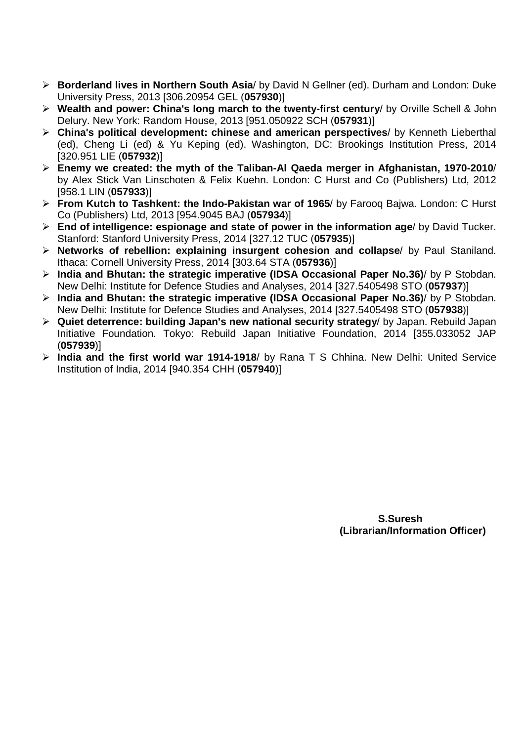- **Borderland lives in Northern South Asia**/ by David N Gellner (ed). Durham and London: Duke University Press, 2013 [306.20954 GEL (**057930**)]
- **Wealth and power: China's long march to the twenty-first century**/ by Orville Schell & John Delury. New York: Random House, 2013 [951.050922 SCH (**057931**)]
- **China's political development: chinese and american perspectives**/ by Kenneth Lieberthal (ed), Cheng Li (ed) & Yu Keping (ed). Washington, DC: Brookings Institution Press, 2014 [320.951 LIE (**057932**)]
- **Enemy we created: the myth of the Taliban-Al Qaeda merger in Afghanistan, 1970-2010**/ by Alex Stick Van Linschoten & Felix Kuehn. London: C Hurst and Co (Publishers) Ltd, 2012 [958.1 LIN (**057933**)]
- **From Kutch to Tashkent: the Indo-Pakistan war of 1965**/ by Farooq Bajwa. London: C Hurst Co (Publishers) Ltd, 2013 [954.9045 BAJ (**057934**)]
- **End of intelligence: espionage and state of power in the information age**/ by David Tucker. Stanford: Stanford University Press, 2014 [327.12 TUC (**057935**)]
- **Networks of rebellion: explaining insurgent cohesion and collapse**/ by Paul Staniland. Ithaca: Cornell University Press, 2014 [303.64 STA (**057936**)]
- **India and Bhutan: the strategic imperative (IDSA Occasional Paper No.36)**/ by P Stobdan. New Delhi: Institute for Defence Studies and Analyses, 2014 [327.5405498 STO (**057937**)]
- **India and Bhutan: the strategic imperative (IDSA Occasional Paper No.36)**/ by P Stobdan. New Delhi: Institute for Defence Studies and Analyses, 2014 [327.5405498 STO (**057938**)]
- **Quiet deterrence: building Japan's new national security strategy**/ by Japan. Rebuild Japan Initiative Foundation. Tokyo: Rebuild Japan Initiative Foundation, 2014 [355.033052 JAP (**057939**)]
- **India and the first world war 1914-1918**/ by Rana T S Chhina. New Delhi: United Service Institution of India, 2014 [940.354 CHH (**057940**)]

**S.Suresh**
**(Librarian/Information Officer)**